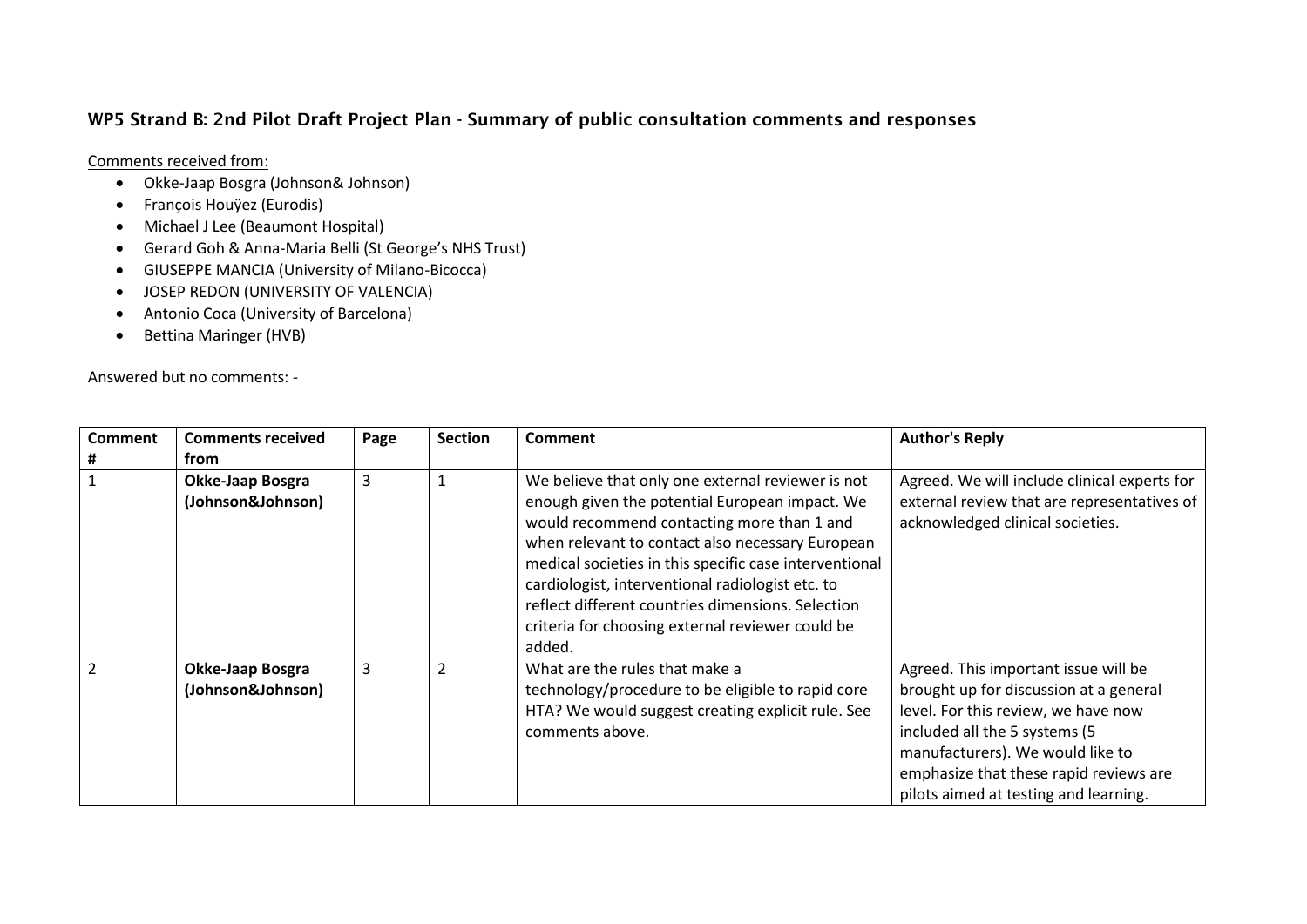## WP5 Strand B: 2nd Pilot Draft Project Plan - Summary of public consultation comments and responses

Comments received from:

- Okke-Jaap Bosgra (Johnson& Johnson)
- François Houÿez (Eurodis)
- Michael J Lee (Beaumont Hospital)
- Gerard Goh & Anna-Maria Belli (St George's NHS Trust)
- GIUSEPPE MANCIA (University of Milano-Bicocca)
- JOSEP REDON (UNIVERSITY OF VALENCIA)
- Antonio Coca (University of Barcelona)
- Bettina Maringer (HVB)

Answered but no comments: -

| Comment # | Comments received from | Page | Section | Comment | Author's Reply |
|---|---|---|---|---|---|
| 1 | **Okke-Jaap Bosgra (Johnson&Johnson)** | 3 | 1 | We believe that only one external reviewer is not enough given the potential European impact. We would recommend contacting more than 1 and when relevant to contact also necessary European medical societies in this specific case interventional cardiologist, interventional radiologist etc. to reflect different countries dimensions. Selection criteria for choosing external reviewer could be added. | Agreed. We will include clinical experts for external review that are representatives of acknowledged clinical societies. |
| 2 | **Okke-Jaap Bosgra (Johnson&Johnson)** | 3 | 2 | What are the rules that make a technology/procedure to be eligible to rapid core HTA? We would suggest creating explicit rule. See comments above. | Agreed. This important issue will be brought up for discussion at a general level. For this review, we have now included all the 5 systems (5 manufacturers). We would like to emphasize that these rapid reviews are pilots aimed at testing and learning. |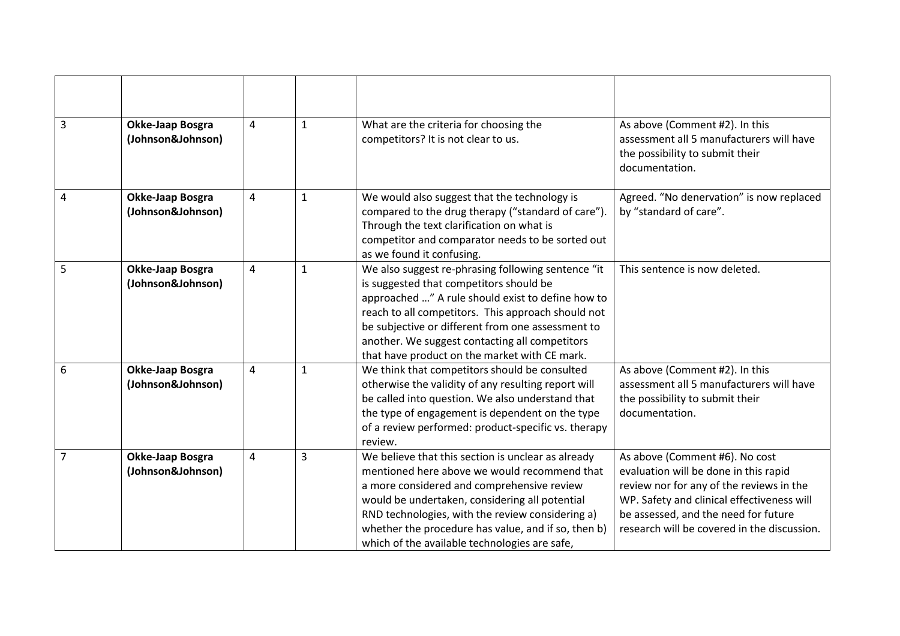| | | | | | |
|---|---|---|---|---|---|
| 3 | **Okke-Jaap Bosgra (Johnson&Johnson)** | 4 | 1 | What are the criteria for choosing the competitors? It is not clear to us. | As above (Comment #2). In this assessment all 5 manufacturers will have the possibility to submit their documentation. |
| 4 | **Okke-Jaap Bosgra (Johnson&Johnson)** | 4 | 1 | We would also suggest that the technology is compared to the drug therapy ("standard of care"). Through the text clarification on what is competitor and comparator needs to be sorted out as we found it confusing. | Agreed. "No denervation" is now replaced by "standard of care". |
| 5 | **Okke-Jaap Bosgra (Johnson&Johnson)** | 4 | 1 | We also suggest re-phrasing following sentence "it is suggested that competitors should be approached …" A rule should exist to define how to reach to all competitors. This approach should not be subjective or different from one assessment to another. We suggest contacting all competitors that have product on the market with CE mark. | This sentence is now deleted. |
| 6 | **Okke-Jaap Bosgra (Johnson&Johnson)** | 4 | 1 | We think that competitors should be consulted otherwise the validity of any resulting report will be called into question. We also understand that the type of engagement is dependent on the type of a review performed: product-specific vs. therapy review. | As above (Comment #2). In this assessment all 5 manufacturers will have the possibility to submit their documentation. |
| 7 | **Okke-Jaap Bosgra (Johnson&Johnson)** | 4 | 3 | We believe that this section is unclear as already mentioned here above we would recommend that a more considered and comprehensive review would be undertaken, considering all potential RND technologies, with the review considering a) whether the procedure has value, and if so, then b) which of the available technologies are safe, | As above (Comment #6). No cost evaluation will be done in this rapid review nor for any of the reviews in the WP. Safety and clinical effectiveness will be assessed, and the need for future research will be covered in the discussion. |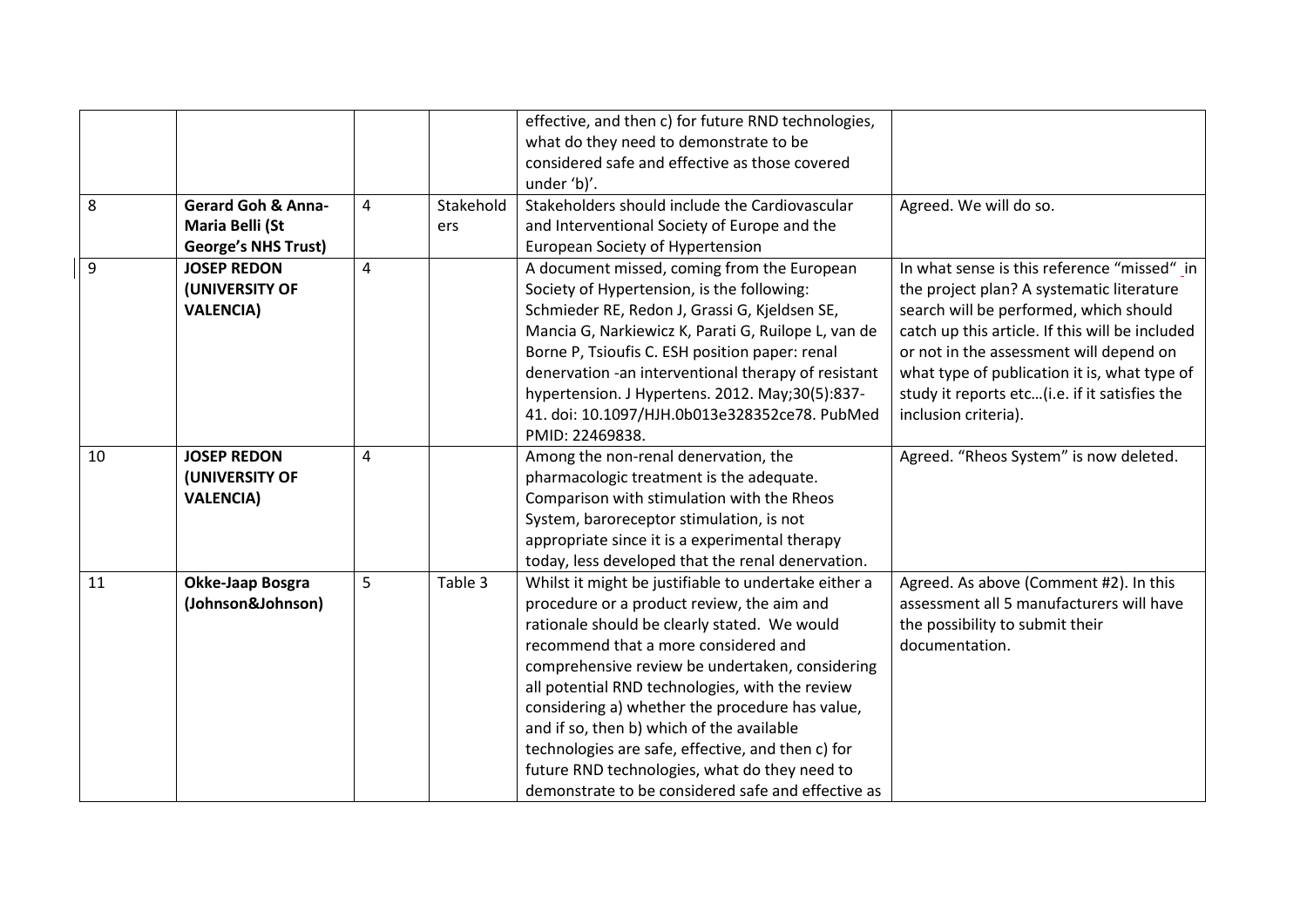|  |  |  |  |  |  |
|---|---|---|---|---|---|
|  |  |  |  | effective, and then c) for future RND technologies, what do they need to demonstrate to be considered safe and effective as those covered under 'b)'. |  |
| 8 | **Gerard Goh & Anna-Maria Belli (St George's NHS Trust)** | 4 | Stakeholders | Stakeholders should include the Cardiovascular and Interventional Society of Europe and the European Society of Hypertension | Agreed. We will do so. |
| 9 | **JOSEP REDON (UNIVERSITY OF VALENCIA)** | 4 |  | A document missed, coming from the European Society of Hypertension, is the following: Schmieder RE, Redon J, Grassi G, Kjeldsen SE, Mancia G, Narkiewicz K, Parati G, Ruilope L, van de Borne P, Tsioufis C. ESH position paper: renal denervation -an interventional therapy of resistant hypertension. J Hypertens. 2012. May;30(5):837-41. doi: 10.1097/HJH.0b013e328352ce78. PubMed PMID: 22469838. | In what sense is this reference "missed" in the project plan? A systematic literature search will be performed, which should catch up this article. If this will be included or not in the assessment will depend on what type of publication it is, what type of study it reports etc…(i.e. if it satisfies the inclusion criteria). |
| 10 | **JOSEP REDON (UNIVERSITY OF VALENCIA)** | 4 |  | Among the non-renal denervation, the pharmacologic treatment is the adequate. Comparison with stimulation with the Rheos System, baroreceptor stimulation, is not appropriate since it is a experimental therapy today, less developed that the renal denervation. | Agreed. "Rheos System" is now deleted. |
| 11 | **Okke-Jaap Bosgra (Johnson&Johnson)** | 5 | Table 3 | Whilst it might be justifiable to undertake either a procedure or a product review, the aim and rationale should be clearly stated. We would recommend that a more considered and comprehensive review be undertaken, considering all potential RND technologies, with the review considering a) whether the procedure has value, and if so, then b) which of the available technologies are safe, effective, and then c) for future RND technologies, what do they need to demonstrate to be considered safe and effective as | Agreed. As above (Comment #2). In this assessment all 5 manufacturers will have the possibility to submit their documentation. |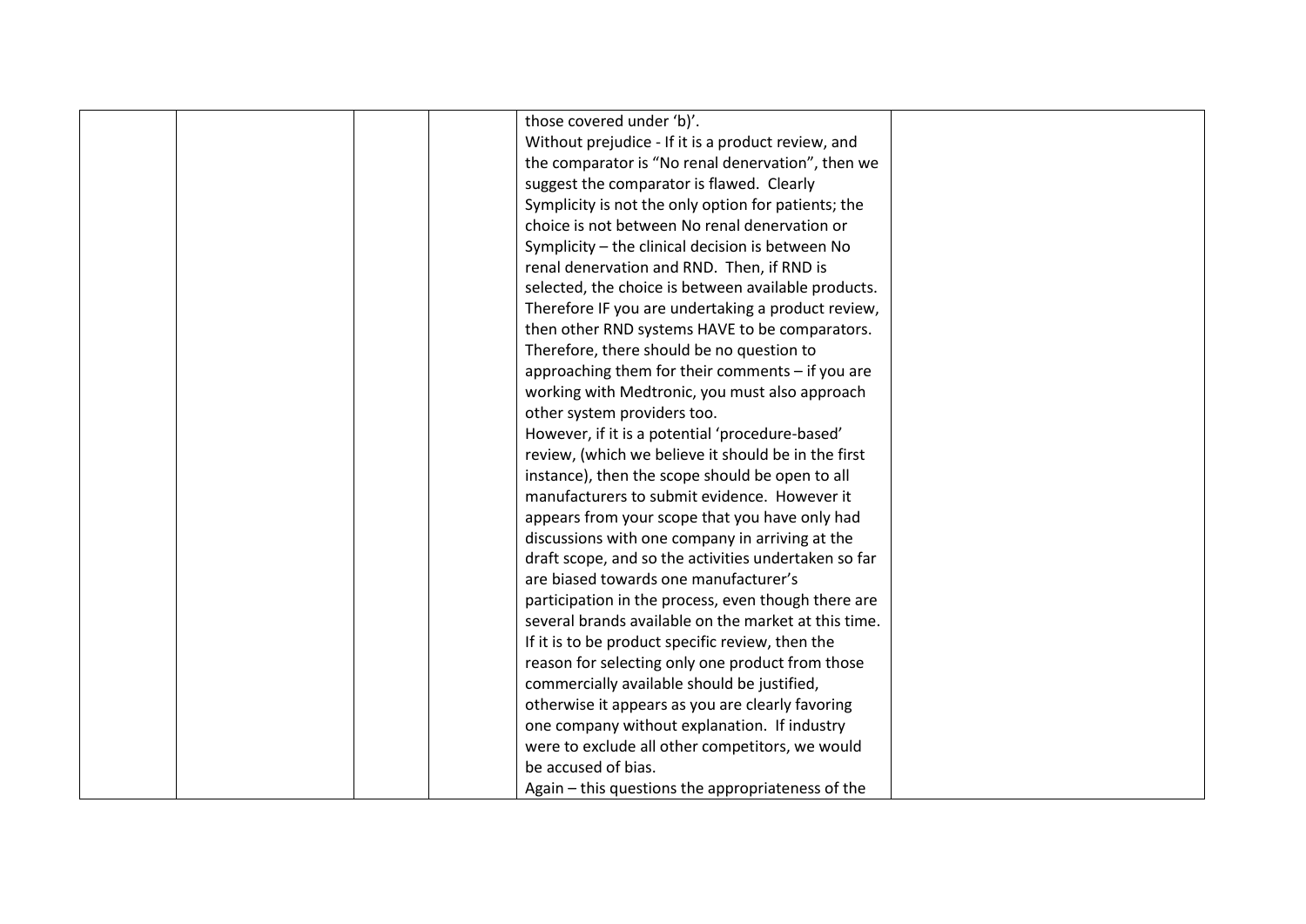| | | | | those covered under 'b)'.<br>Without prejudice - If it is a product review, and the comparator is "No renal denervation", then we suggest the comparator is flawed. Clearly Symplicity is not the only option for patients; the choice is not between No renal denervation or Symplicity – the clinical decision is between No renal denervation and RND. Then, if RND is selected, the choice is between available products. Therefore IF you are undertaking a product review, then other RND systems HAVE to be comparators. Therefore, there should be no question to approaching them for their comments – if you are working with Medtronic, you must also approach other system providers too.<br>However, if it is a potential 'procedure-based' review, (which we believe it should be in the first instance), then the scope should be open to all manufacturers to submit evidence. However it appears from your scope that you have only had discussions with one company in arriving at the draft scope, and so the activities undertaken so far are biased towards one manufacturer's participation in the process, even though there are several brands available on the market at this time.<br>If it is to be product specific review, then the reason for selecting only one product from those commercially available should be justified, otherwise it appears as you are clearly favoring one company without explanation. If industry were to exclude all other competitors, we would be accused of bias.<br>Again – this questions the appropriateness of the | |
|---|---|---|---|---|---|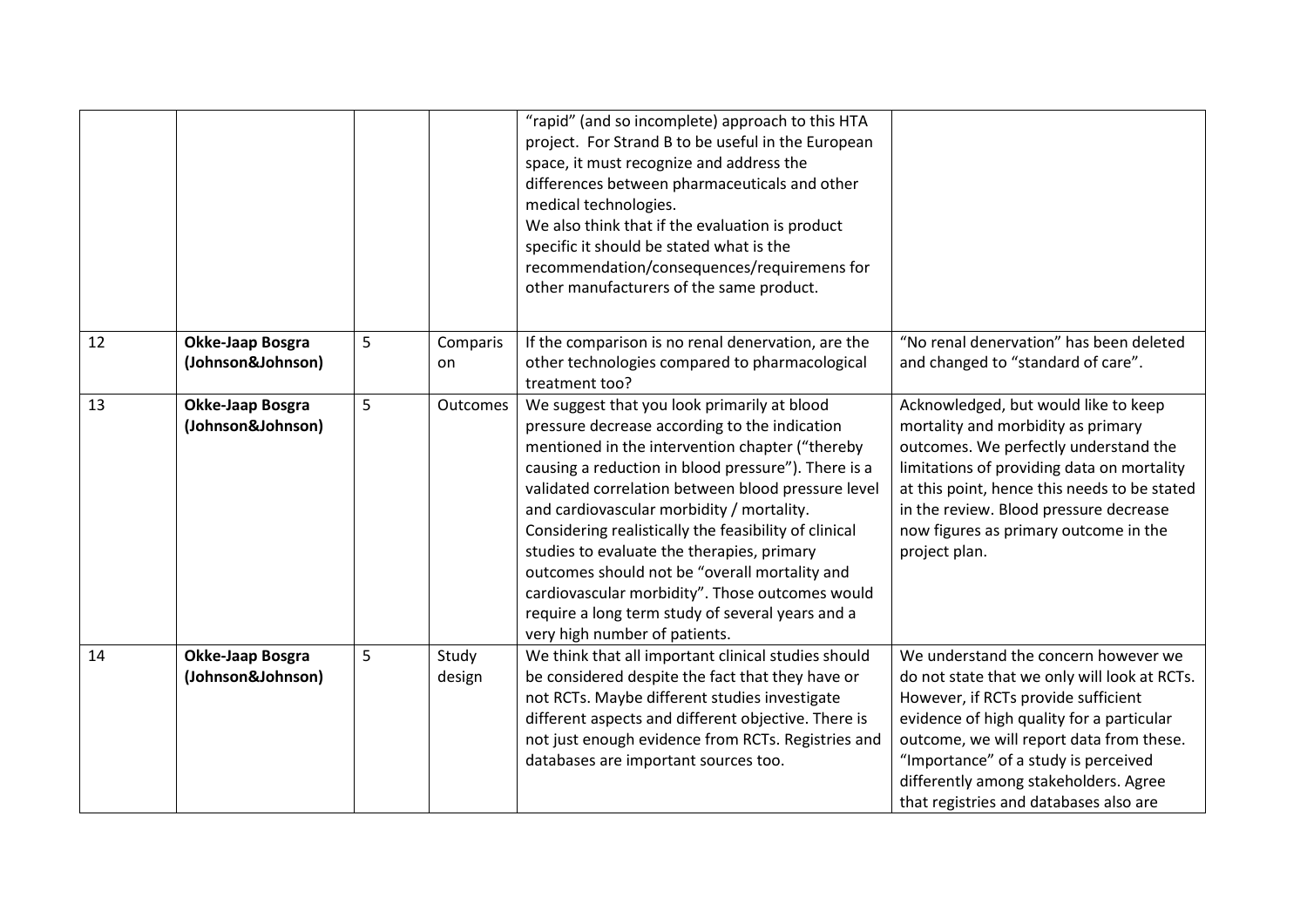| | | | | | |
|---|---|---|---|---|---|
| | | | | "rapid" (and so incomplete) approach to this HTA project. For Strand B to be useful in the European space, it must recognize and address the differences between pharmaceuticals and other medical technologies.<br>We also think that if the evaluation is product specific it should be stated what is the recommendation/consequences/requiremens for other manufacturers of the same product. | |
| 12 | **Okke-Jaap Bosgra (Johnson&Johnson)** | 5 | Comparison | If the comparison is no renal denervation, are the other technologies compared to pharmacological treatment too? | "No renal denervation" has been deleted and changed to "standard of care". |
| 13 | **Okke-Jaap Bosgra (Johnson&Johnson)** | 5 | Outcomes | We suggest that you look primarily at blood pressure decrease according to the indication mentioned in the intervention chapter ("thereby causing a reduction in blood pressure"). There is a validated correlation between blood pressure level and cardiovascular morbidity / mortality. Considering realistically the feasibility of clinical studies to evaluate the therapies, primary outcomes should not be "overall mortality and cardiovascular morbidity". Those outcomes would require a long term study of several years and a very high number of patients. | Acknowledged, but would like to keep mortality and morbidity as primary outcomes. We perfectly understand the limitations of providing data on mortality at this point, hence this needs to be stated in the review. Blood pressure decrease now figures as primary outcome in the project plan. |
| 14 | **Okke-Jaap Bosgra (Johnson&Johnson)** | 5 | Study design | We think that all important clinical studies should be considered despite the fact that they have or not RCTs. Maybe different studies investigate different aspects and different objective. There is not just enough evidence from RCTs. Registries and databases are important sources too. | We understand the concern however we do not state that we only will look at RCTs. However, if RCTs provide sufficient evidence of high quality for a particular outcome, we will report data from these. "Importance" of a study is perceived differently among stakeholders. Agree that registries and databases also are |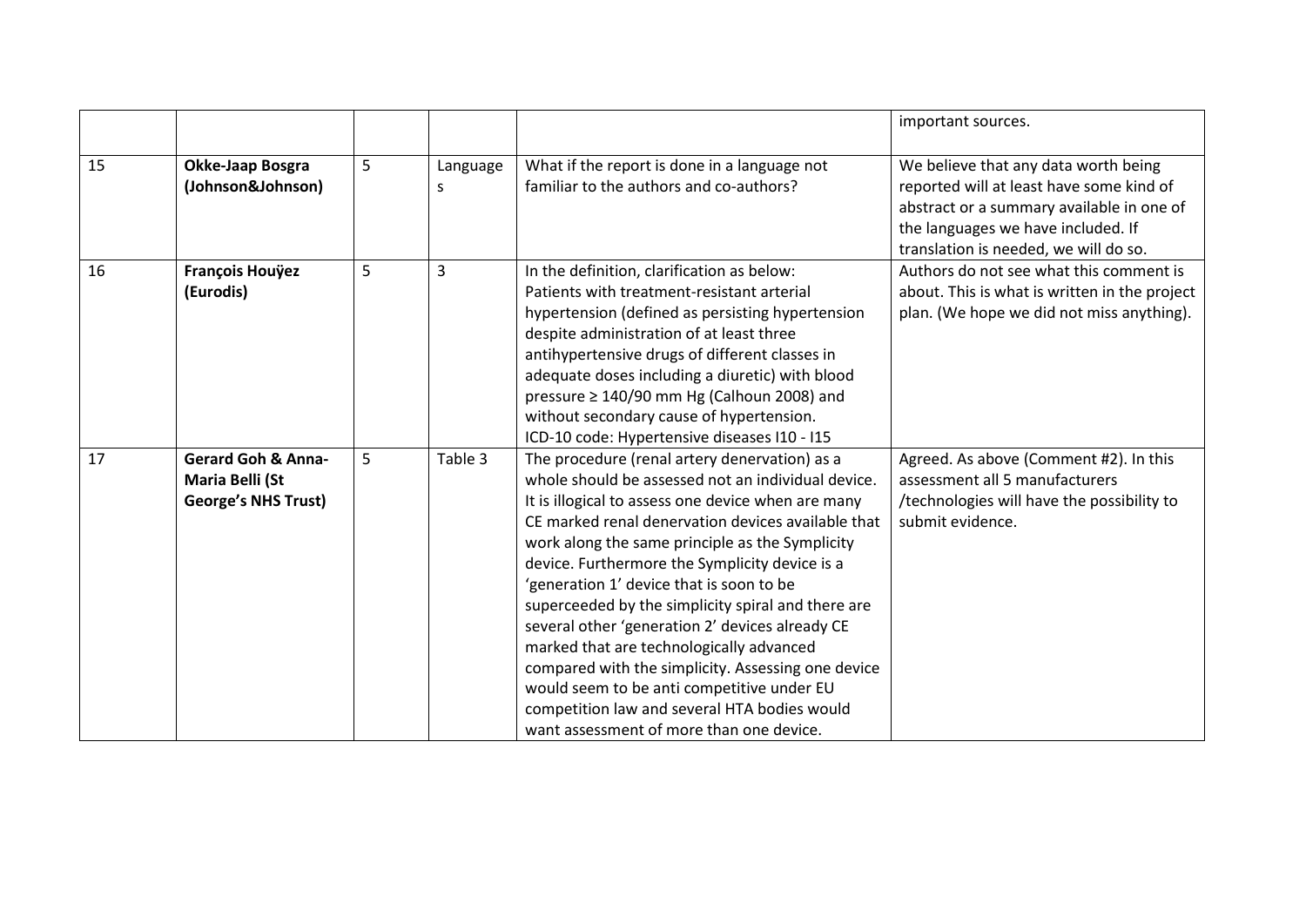|  |  |  |  |  | important sources. |
|---|---|---|---|---|---|
| 15 | **Okke-Jaap Bosgra (Johnson&Johnson)** | 5 | Languages | What if the report is done in a language not familiar to the authors and co-authors? | We believe that any data worth being reported will at least have some kind of abstract or a summary available in one of the languages we have included. If translation is needed, we will do so. |
| 16 | **François Houÿez (Eurodis)** | 5 | 3 | In the definition, clarification as below:<br>Patients with treatment-resistant arterial hypertension (defined as persisting hypertension despite administration of at least three antihypertensive drugs of different classes in adequate doses including a diuretic) with blood pressure ≥ 140/90 mm Hg (Calhoun 2008) and without secondary cause of hypertension.<br>ICD-10 code: Hypertensive diseases I10 - I15 | Authors do not see what this comment is about. This is what is written in the project plan. (We hope we did not miss anything). |
| 17 | **Gerard Goh & Anna-Maria Belli (St George's NHS Trust)** | 5 | Table 3 | The procedure (renal artery denervation) as a whole should be assessed not an individual device. It is illogical to assess one device when are many CE marked renal denervation devices available that work along the same principle as the Symplicity device. Furthermore the Symplicity device is a 'generation 1' device that is soon to be superceeded by the simplicity spiral and there are several other 'generation 2' devices already CE marked that are technologically advanced compared with the simplicity. Assessing one device would seem to be anti competitive under EU competition law and several HTA bodies would want assessment of more than one device. | Agreed. As above (Comment #2). In this assessment all 5 manufacturers /technologies will have the possibility to submit evidence. |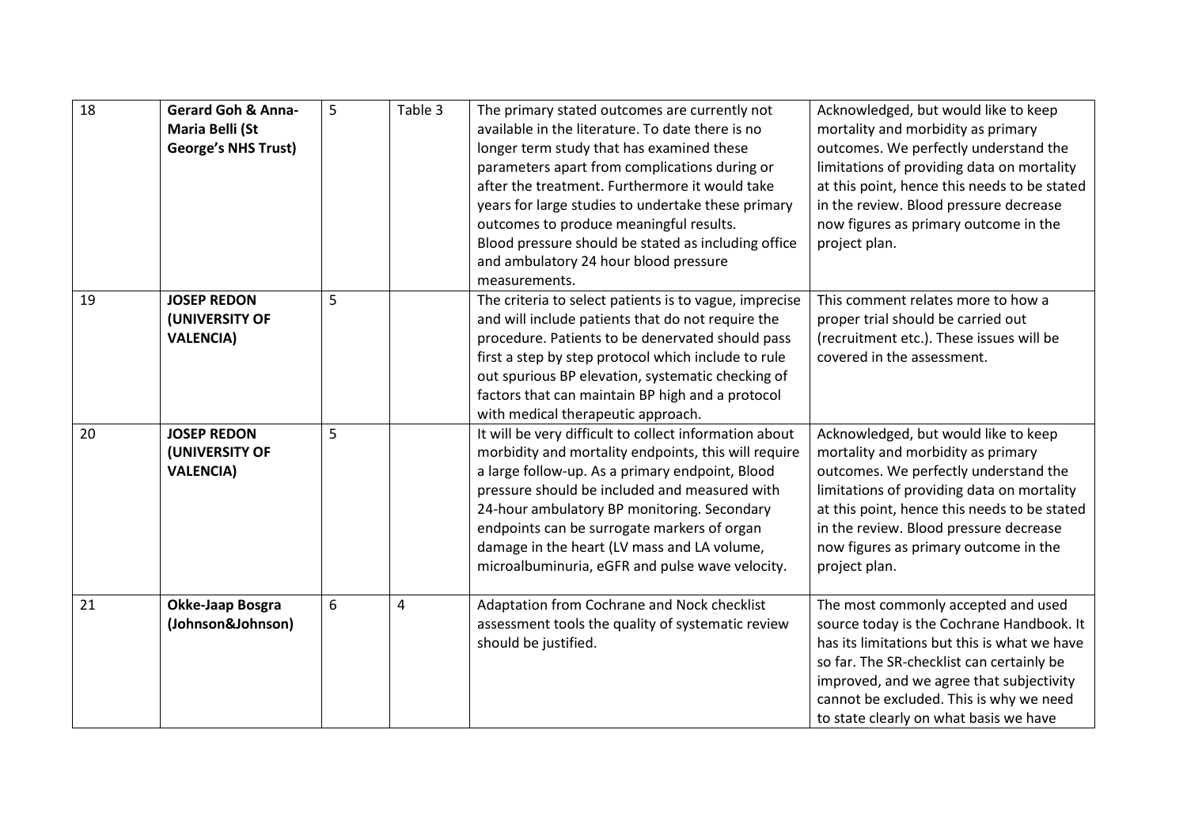| 18 | **Gerard Goh & Anna-Maria Belli (St George's NHS Trust)** | 5 | Table 3 | The primary stated outcomes are currently not available in the literature. To date there is no longer term study that has examined these parameters apart from complications during or after the treatment. Furthermore it would take years for large studies to undertake these primary outcomes to produce meaningful results. Blood pressure should be stated as including office and ambulatory 24 hour blood pressure measurements. | Acknowledged, but would like to keep mortality and morbidity as primary outcomes. We perfectly understand the limitations of providing data on mortality at this point, hence this needs to be stated in the review. Blood pressure decrease now figures as primary outcome in the project plan. |
|---|---|---|---|---|---|
| 19 | **JOSEP REDON (UNIVERSITY OF VALENCIA)** | 5 | | The criteria to select patients is to vague, imprecise and will include patients that do not require the procedure. Patients to be denervated should pass first a step by step protocol which include to rule out spurious BP elevation, systematic checking of factors that can maintain BP high and a protocol with medical therapeutic approach. | This comment relates more to how a proper trial should be carried out (recruitment etc.). These issues will be covered in the assessment. |
| 20 | **JOSEP REDON (UNIVERSITY OF VALENCIA)** | 5 | | It will be very difficult to collect information about morbidity and mortality endpoints, this will require a large follow-up. As a primary endpoint, Blood pressure should be included and measured with 24-hour ambulatory BP monitoring. Secondary endpoints can be surrogate markers of organ damage in the heart (LV mass and LA volume, microalbuminuria, eGFR and pulse wave velocity. | Acknowledged, but would like to keep mortality and morbidity as primary outcomes. We perfectly understand the limitations of providing data on mortality at this point, hence this needs to be stated in the review. Blood pressure decrease now figures as primary outcome in the project plan. |
| 21 | **Okke-Jaap Bosgra (Johnson&Johnson)** | 6 | 4 | Adaptation from Cochrane and Nock checklist assessment tools the quality of systematic review should be justified. | The most commonly accepted and used source today is the Cochrane Handbook. It has its limitations but this is what we have so far. The SR-checklist can certainly be improved, and we agree that subjectivity cannot be excluded. This is why we need to state clearly on what basis we have |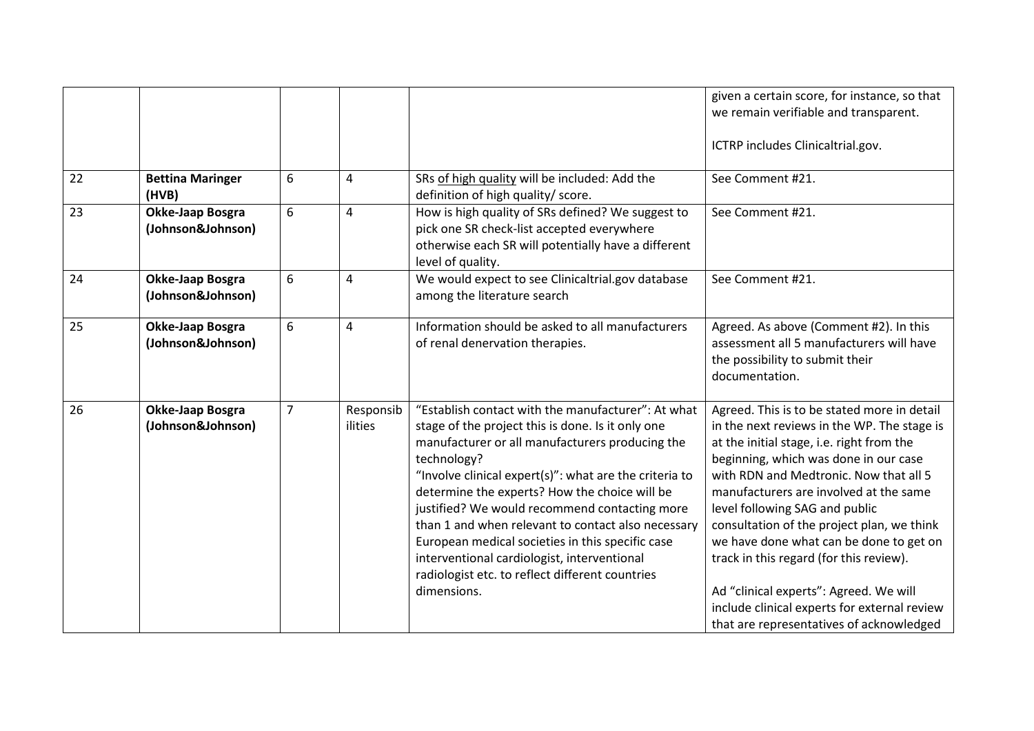| | | | | | |
|---|---|---|---|---|---|
| | | | | | given a certain score, for instance, so that we remain verifiable and transparent.<br><br>ICTRP includes Clinicaltrial.gov. |
| 22 | **Bettina Maringer (HVB)** | 6 | 4 | SRs of high quality will be included: Add the definition of high quality/ score. | See Comment #21. |
| 23 | **Okke-Jaap Bosgra (Johnson&Johnson)** | 6 | 4 | How is high quality of SRs defined? We suggest to pick one SR check-list accepted everywhere otherwise each SR will potentially have a different level of quality. | See Comment #21. |
| 24 | **Okke-Jaap Bosgra (Johnson&Johnson)** | 6 | 4 | We would expect to see Clinicaltrial.gov database among the literature search | See Comment #21. |
| 25 | **Okke-Jaap Bosgra (Johnson&Johnson)** | 6 | 4 | Information should be asked to all manufacturers of renal denervation therapies. | Agreed. As above (Comment #2). In this assessment all 5 manufacturers will have the possibility to submit their documentation. |
| 26 | **Okke-Jaap Bosgra (Johnson&Johnson)** | 7 | Responsibilities | "Establish contact with the manufacturer": At what stage of the project this is done. Is it only one manufacturer or all manufacturers producing the technology?<br>"Involve clinical expert(s)": what are the criteria to determine the experts? How the choice will be justified? We would recommend contacting more than 1 and when relevant to contact also necessary European medical societies in this specific case interventional cardiologist, interventional radiologist etc. to reflect different countries dimensions. | Agreed. This is to be stated more in detail in the next reviews in the WP. The stage is at the initial stage, i.e. right from the beginning, which was done in our case with RDN and Medtronic. Now that all 5 manufacturers are involved at the same level following SAG and public consultation of the project plan, we think we have done what can be done to get on track in this regard (for this review).<br><br>Ad "clinical experts": Agreed. We will include clinical experts for external review that are representatives of acknowledged |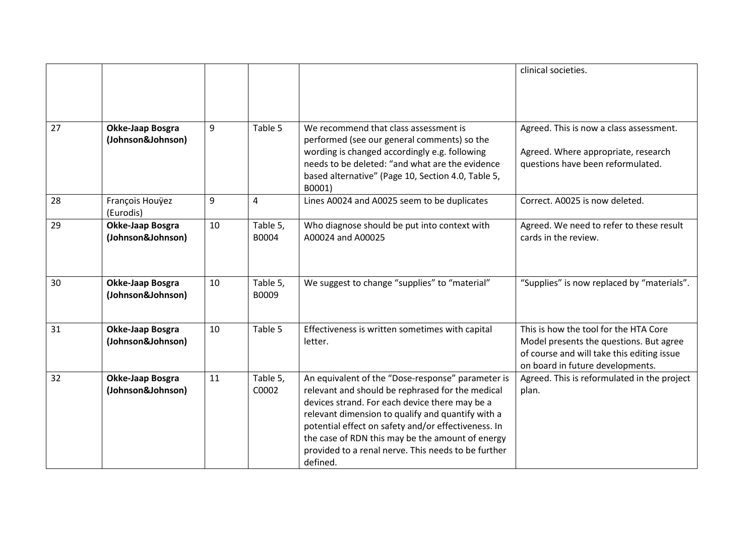| | | | | | |
|---|---|---|---|---|---|
| | | | | | clinical societies. |
| 27 | **Okke-Jaap Bosgra (Johnson&Johnson)** | 9 | Table 5 | We recommend that class assessment is performed (see our general comments) so the wording is changed accordingly e.g. following needs to be deleted: "and what are the evidence based alternative" (Page 10, Section 4.0, Table 5, B0001) | Agreed. This is now a class assessment.<br><br>Agreed. Where appropriate, research questions have been reformulated. |
| 28 | François Houÿez (Eurodis) | 9 | 4 | Lines A0024 and A0025 seem to be duplicates | Correct. A0025 is now deleted. |
| 29 | **Okke-Jaap Bosgra (Johnson&Johnson)** | 10 | Table 5, B0004 | Who diagnose should be put into context with A00024 and A00025 | Agreed. We need to refer to these result cards in the review. |
| 30 | **Okke-Jaap Bosgra (Johnson&Johnson)** | 10 | Table 5, B0009 | We suggest to change "supplies" to "material" | "Supplies" is now replaced by "materials". |
| 31 | **Okke-Jaap Bosgra (Johnson&Johnson)** | 10 | Table 5 | Effectiveness is written sometimes with capital letter. | This is how the tool for the HTA Core Model presents the questions. But agree of course and will take this editing issue on board in future developments. |
| 32 | **Okke-Jaap Bosgra (Johnson&Johnson)** | 11 | Table 5, C0002 | An equivalent of the "Dose-response" parameter is relevant and should be rephrased for the medical devices strand. For each device there may be a relevant dimension to qualify and quantify with a potential effect on safety and/or effectiveness. In the case of RDN this may be the amount of energy provided to a renal nerve. This needs to be further defined. | Agreed. This is reformulated in the project plan. |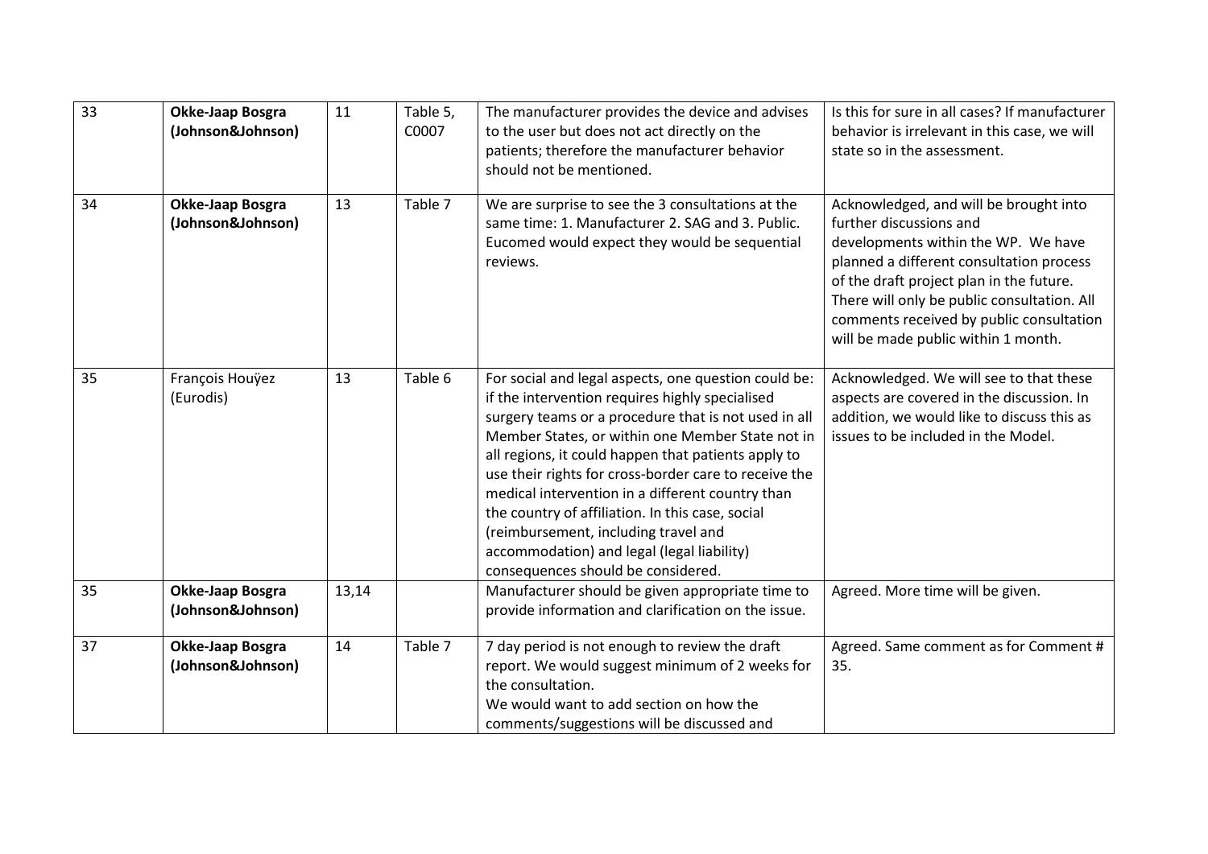| 33 | **Okke-Jaap Bosgra (Johnson&Johnson)** | 11 | Table 5, C0007 | The manufacturer provides the device and advises to the user but does not act directly on the patients; therefore the manufacturer behavior should not be mentioned. | Is this for sure in all cases? If manufacturer behavior is irrelevant in this case, we will state so in the assessment. |
|---|---|---|---|---|---|
| 34 | **Okke-Jaap Bosgra (Johnson&Johnson)** | 13 | Table 7 | We are surprise to see the 3 consultations at the same time: 1. Manufacturer 2. SAG and 3. Public. Eucomed would expect they would be sequential reviews. | Acknowledged, and will be brought into further discussions and developments within the WP. We have planned a different consultation process of the draft project plan in the future. There will only be public consultation. All comments received by public consultation will be made public within 1 month. |
| 35 | François Houÿez (Eurodis) | 13 | Table 6 | For social and legal aspects, one question could be: if the intervention requires highly specialised surgery teams or a procedure that is not used in all Member States, or within one Member State not in all regions, it could happen that patients apply to use their rights for cross-border care to receive the medical intervention in a different country than the country of affiliation. In this case, social (reimbursement, including travel and accommodation) and legal (legal liability) consequences should be considered. | Acknowledged. We will see to that these aspects are covered in the discussion. In addition, we would like to discuss this as issues to be included in the Model. |
| 35 | **Okke-Jaap Bosgra (Johnson&Johnson)** | 13,14 | | Manufacturer should be given appropriate time to provide information and clarification on the issue. | Agreed. More time will be given. |
| 37 | **Okke-Jaap Bosgra (Johnson&Johnson)** | 14 | Table 7 | 7 day period is not enough to review the draft report. We would suggest minimum of 2 weeks for the consultation.<br>We would want to add section on how the comments/suggestions will be discussed and | Agreed. Same comment as for Comment # 35. |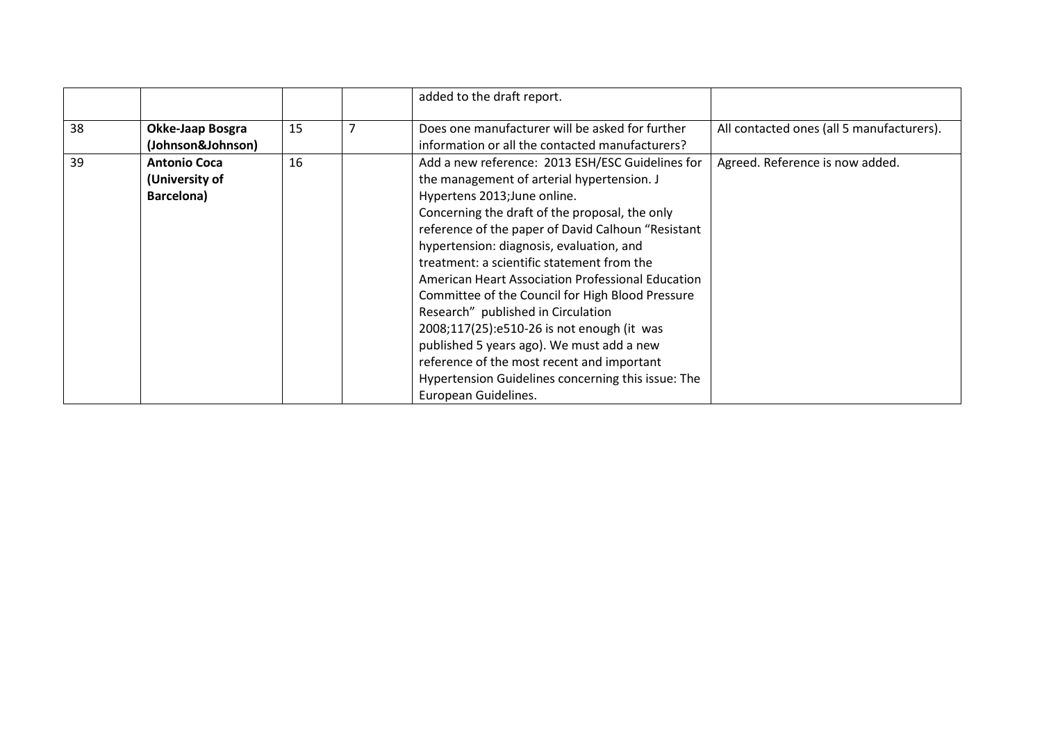|  |  |  |  | added to the draft report. |  |
|---|---|---|---|---|---|
| 38 | **Okke-Jaap Bosgra (Johnson&Johnson)** | 15 | 7 | Does one manufacturer will be asked for further information or all the contacted manufacturers? | All contacted ones (all 5 manufacturers). |
| 39 | **Antonio Coca (University of Barcelona)** | 16 |  | Add a new reference: 2013 ESH/ESC Guidelines for the management of arterial hypertension. J Hypertens 2013;June online. Concerning the draft of the proposal, the only reference of the paper of David Calhoun "Resistant hypertension: diagnosis, evaluation, and treatment: a scientific statement from the American Heart Association Professional Education Committee of the Council for High Blood Pressure Research" published in Circulation 2008;117(25):e510-26 is not enough (it was published 5 years ago). We must add a new reference of the most recent and important Hypertension Guidelines concerning this issue: The European Guidelines. | Agreed. Reference is now added. |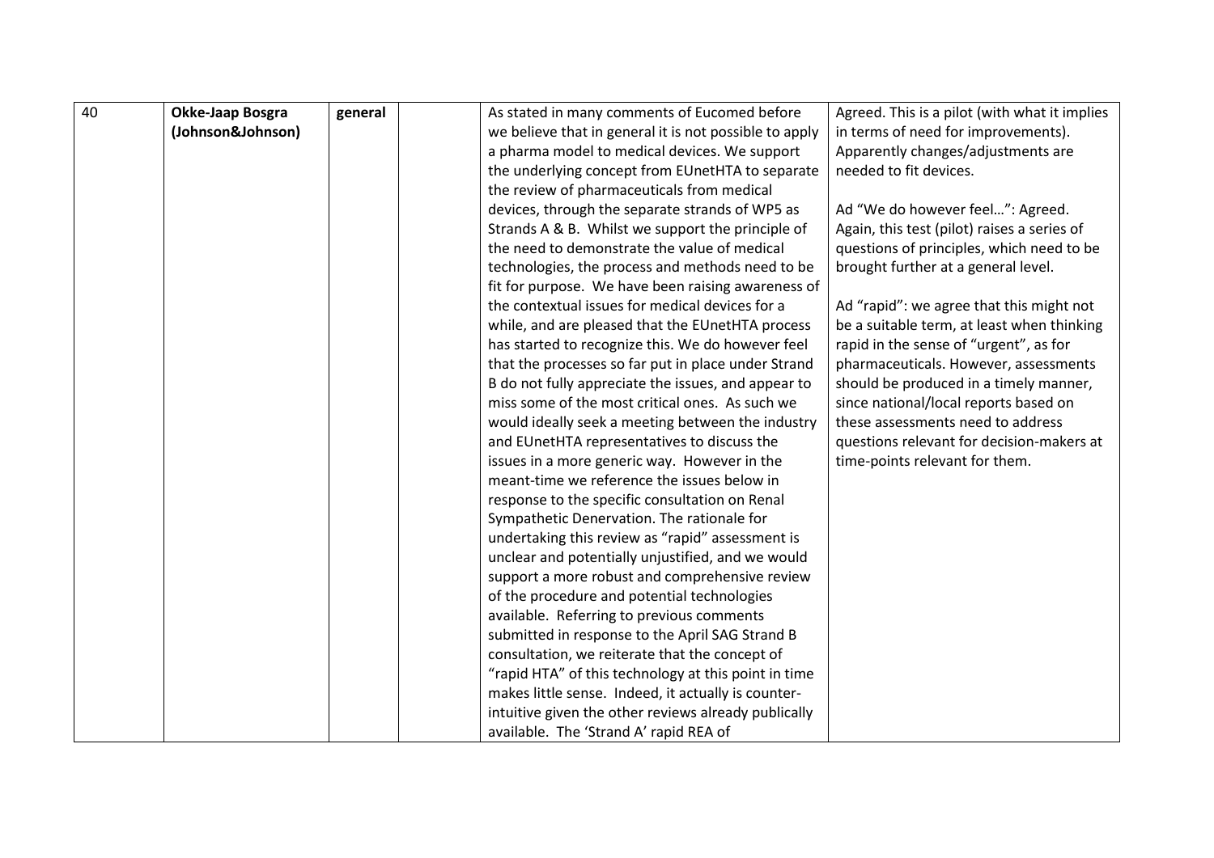| 40 | **Okke-Jaap Bosgra (Johnson&Johnson)** | **general** | | As stated in many comments of Eucomed before we believe that in general it is not possible to apply a pharma model to medical devices. We support the underlying concept from EUnetHTA to separate the review of pharmaceuticals from medical devices, through the separate strands of WP5 as Strands A & B. Whilst we support the principle of the need to demonstrate the value of medical technologies, the process and methods need to be fit for purpose. We have been raising awareness of the contextual issues for medical devices for a while, and are pleased that the EUnetHTA process has started to recognize this. We do however feel that the processes so far put in place under Strand B do not fully appreciate the issues, and appear to miss some of the most critical ones. As such we would ideally seek a meeting between the industry and EUnetHTA representatives to discuss the issues in a more generic way. However in the meant-time we reference the issues below in response to the specific consultation on Renal Sympathetic Denervation. The rationale for undertaking this review as "rapid" assessment is unclear and potentially unjustified, and we would support a more robust and comprehensive review of the procedure and potential technologies available. Referring to previous comments submitted in response to the April SAG Strand B consultation, we reiterate that the concept of "rapid HTA" of this technology at this point in time makes little sense. Indeed, it actually is counter-intuitive given the other reviews already publically available. The 'Strand A' rapid REA of | Agreed. This is a pilot (with what it implies in terms of need for improvements). Apparently changes/adjustments are needed to fit devices.<br><br>Ad "We do however feel…": Agreed. Again, this test (pilot) raises a series of questions of principles, which need to be brought further at a general level.<br><br>Ad "rapid": we agree that this might not be a suitable term, at least when thinking rapid in the sense of "urgent", as for pharmaceuticals. However, assessments should be produced in a timely manner, since national/local reports based on these assessments need to address questions relevant for decision-makers at time-points relevant for them. |
|---|---|---|---|---|---|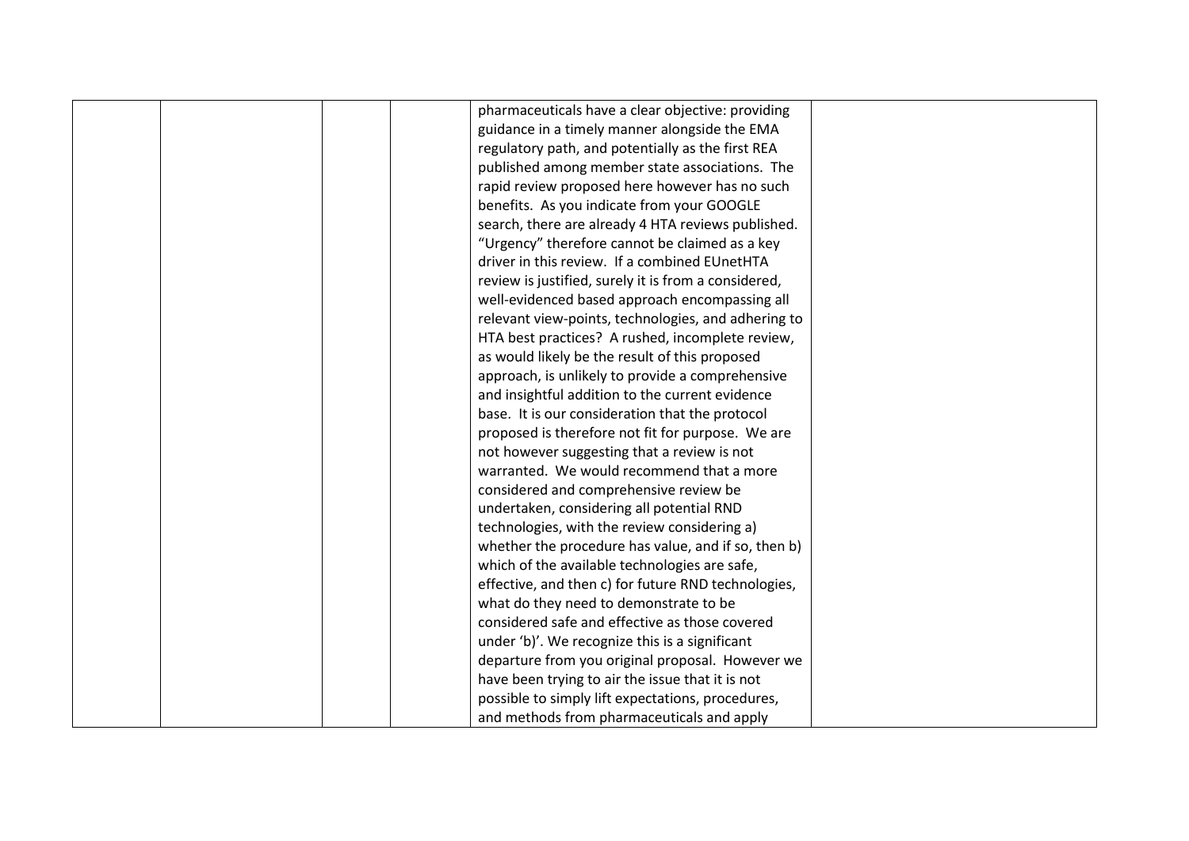|  |  |  |  | pharmaceuticals have a clear objective: providing guidance in a timely manner alongside the EMA regulatory path, and potentially as the first REA published among member state associations. The rapid review proposed here however has no such benefits. As you indicate from your GOOGLE search, there are already 4 HTA reviews published. "Urgency" therefore cannot be claimed as a key driver in this review. If a combined EUnetHTA review is justified, surely it is from a considered, well-evidenced based approach encompassing all relevant view-points, technologies, and adhering to HTA best practices? A rushed, incomplete review, as would likely be the result of this proposed approach, is unlikely to provide a comprehensive and insightful addition to the current evidence base. It is our consideration that the protocol proposed is therefore not fit for purpose. We are not however suggesting that a review is not warranted. We would recommend that a more considered and comprehensive review be undertaken, considering all potential RND technologies, with the review considering a) whether the procedure has value, and if so, then b) which of the available technologies are safe, effective, and then c) for future RND technologies, what do they need to demonstrate to be considered safe and effective as those covered under 'b)'. We recognize this is a significant departure from you original proposal. However we have been trying to air the issue that it is not possible to simply lift expectations, procedures, and methods from pharmaceuticals and apply |  |
|---|---|---|---|---|---|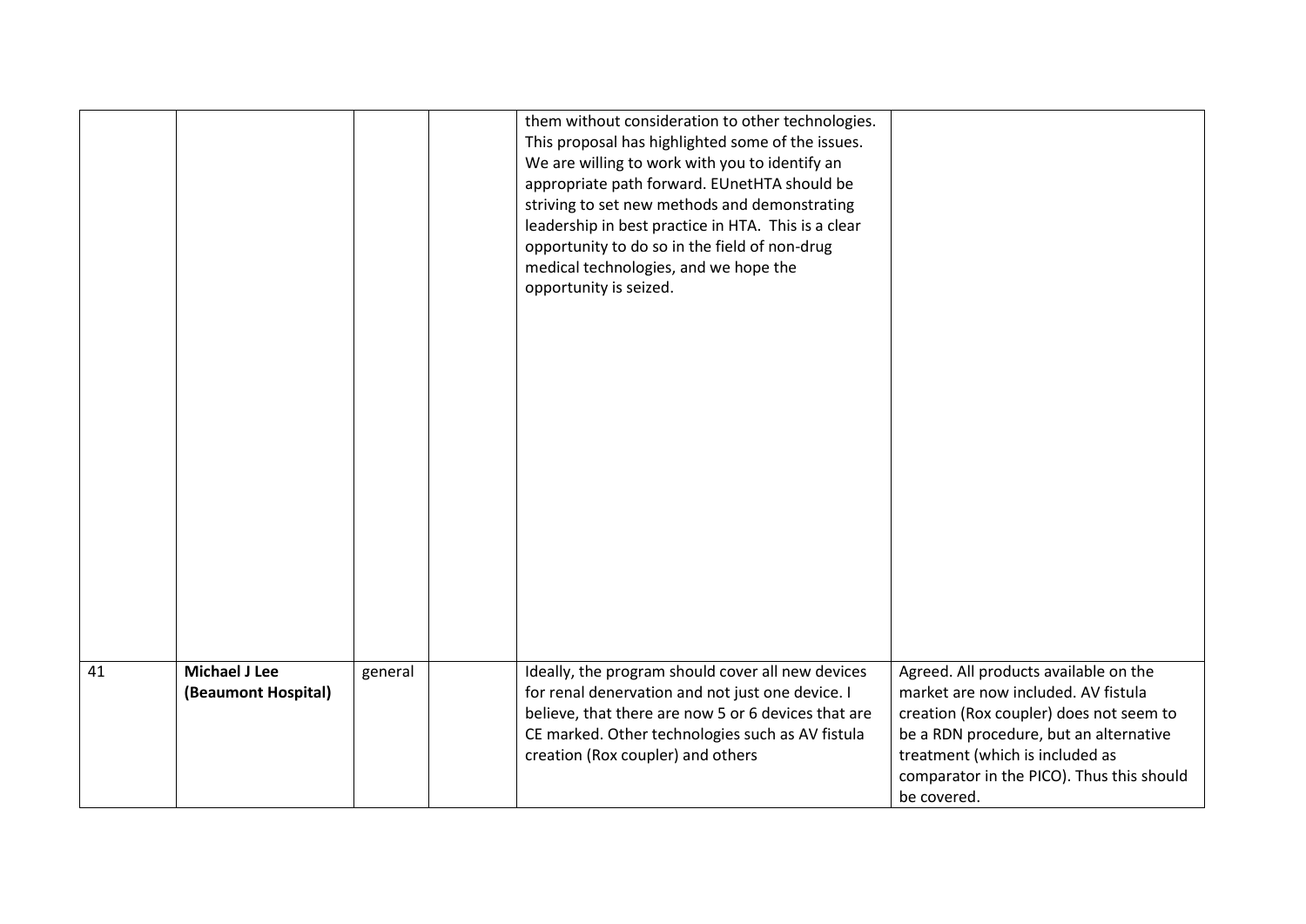|  |  |  |  |  |  |
| --- | --- | --- | --- | --- | --- |
|  |  |  |  | them without consideration to other technologies. This proposal has highlighted some of the issues. We are willing to work with you to identify an appropriate path forward. EUnetHTA should be striving to set new methods and demonstrating leadership in best practice in HTA. This is a clear opportunity to do so in the field of non-drug medical technologies, and we hope the opportunity is seized. |  |
| 41 | **Michael J Lee (Beaumont Hospital)** | general |  | Ideally, the program should cover all new devices for renal denervation and not just one device. I believe, that there are now 5 or 6 devices that are CE marked. Other technologies such as AV fistula creation (Rox coupler) and others | Agreed. All products available on the market are now included. AV fistula creation (Rox coupler) does not seem to be a RDN procedure, but an alternative treatment (which is included as comparator in the PICO). Thus this should be covered. |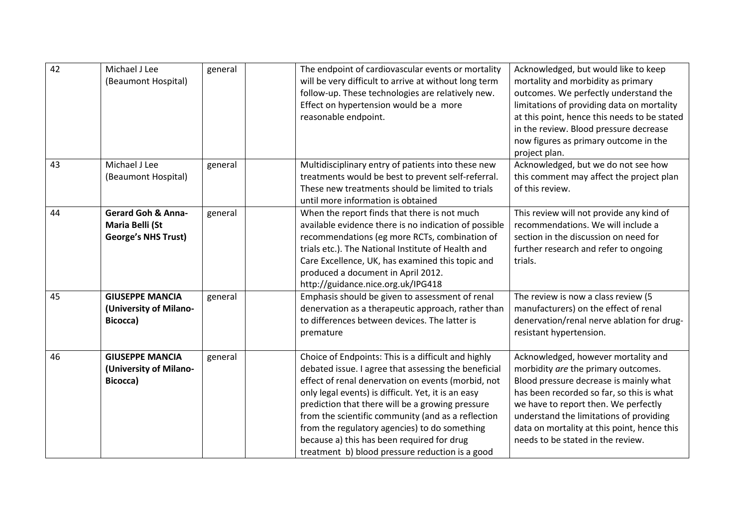| 42 | Michael J Lee (Beaumont Hospital) | general | | The endpoint of cardiovascular events or mortality will be very difficult to arrive at without long term follow-up. These technologies are relatively new. Effect on hypertension would be a more reasonable endpoint. | Acknowledged, but would like to keep mortality and morbidity as primary outcomes. We perfectly understand the limitations of providing data on mortality at this point, hence this needs to be stated in the review. Blood pressure decrease now figures as primary outcome in the project plan. |
|---|---|---|---|---|---|
| 43 | Michael J Lee (Beaumont Hospital) | general | | Multidisciplinary entry of patients into these new treatments would be best to prevent self-referral. These new treatments should be limited to trials until more information is obtained | Acknowledged, but we do not see how this comment may affect the project plan of this review. |
| 44 | **Gerard Goh & Anna-Maria Belli (St George's NHS Trust)** | general | | When the report finds that there is not much available evidence there is no indication of possible recommendations (eg more RCTs, combination of trials etc.). The National Institute of Health and Care Excellence, UK, has examined this topic and produced a document in April 2012. http://guidance.nice.org.uk/IPG418 | This review will not provide any kind of recommendations. We will include a section in the discussion on need for further research and refer to ongoing trials. |
| 45 | **GIUSEPPE MANCIA (University of Milano-Bicocca)** | general | | Emphasis should be given to assessment of renal denervation as a therapeutic approach, rather than to differences between devices. The latter is premature | The review is now a class review (5 manufacturers) on the effect of renal denervation/renal nerve ablation for drug-resistant hypertension. |
| 46 | **GIUSEPPE MANCIA (University of Milano-Bicocca)** | general | | Choice of Endpoints: This is a difficult and highly debated issue. I agree that assessing the beneficial effect of renal denervation on events (morbid, not only legal events) is difficult. Yet, it is an easy prediction that there will be a growing pressure from the scientific community (and as a reflection from the regulatory agencies) to do something because a) this has been required for drug treatment b) blood pressure reduction is a good | Acknowledged, however mortality and morbidity *are* the primary outcomes. Blood pressure decrease is mainly what has been recorded so far, so this is what we have to report then. We perfectly understand the limitations of providing data on mortality at this point, hence this needs to be stated in the review. |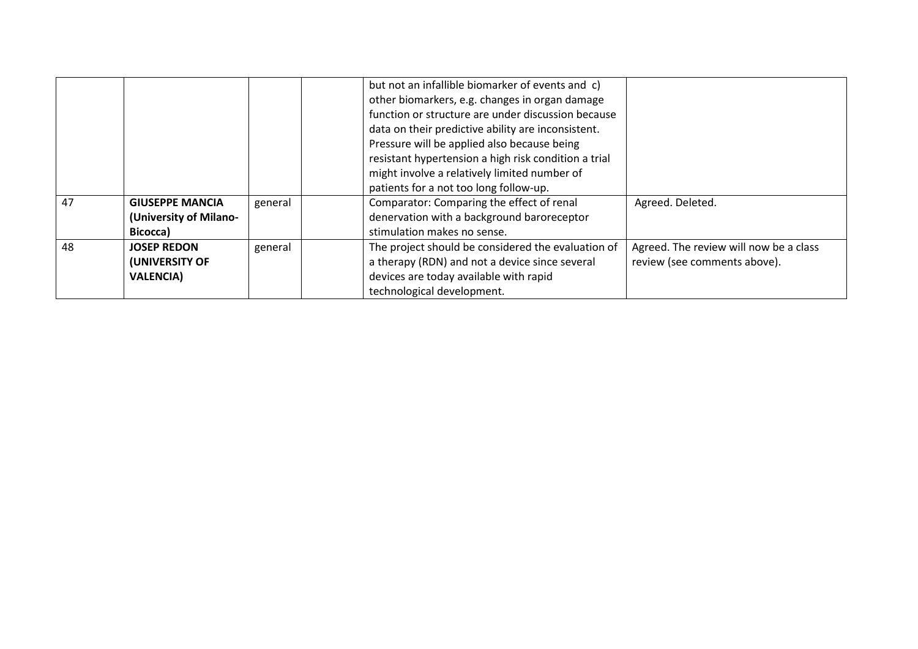| | | | | | |
|---|---|---|---|---|---|
| | | | | but not an infallible biomarker of events and c) other biomarkers, e.g. changes in organ damage function or structure are under discussion because data on their predictive ability are inconsistent. Pressure will be applied also because being resistant hypertension a high risk condition a trial might involve a relatively limited number of patients for a not too long follow-up. | |
| 47 | **GIUSEPPE MANCIA (University of Milano-Bicocca)** | general | | Comparator: Comparing the effect of renal denervation with a background baroreceptor stimulation makes no sense. | Agreed. Deleted. |
| 48 | **JOSEP REDON (UNIVERSITY OF VALENCIA)** | general | | The project should be considered the evaluation of a therapy (RDN) and not a device since several devices are today available with rapid technological development. | Agreed. The review will now be a class review (see comments above). |